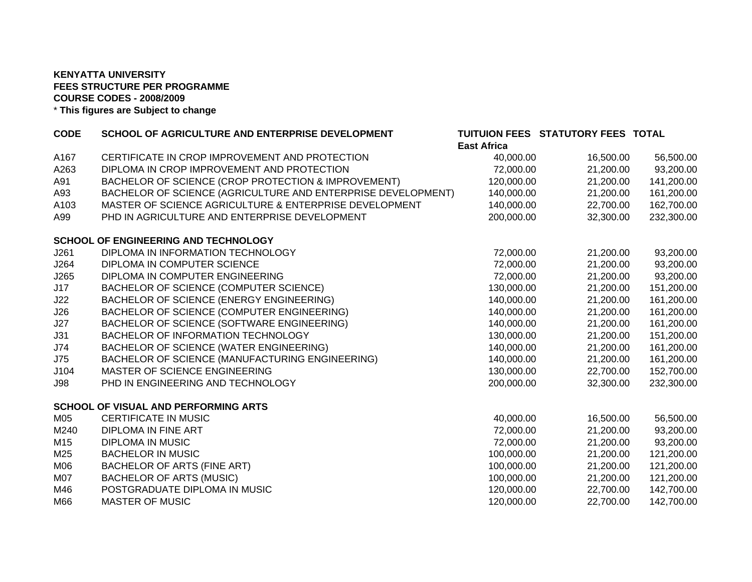**KENYATTA UNIVERSITY**
**FEES STRUCTURE PER PROGRAMME**
**COURSE CODES - 2008/2009**
* **This figures are Subject to change**

| CODE | SCHOOL OF AGRICULTURE AND ENTERPRISE DEVELOPMENT | TUITUION FEES East Africa | STATUTORY FEES | TOTAL |
|---|---|---|---|---|
| A167 | CERTIFICATE IN CROP IMPROVEMENT AND PROTECTION | 40,000.00 | 16,500.00 | 56,500.00 |
| A263 | DIPLOMA IN CROP IMPROVEMENT AND PROTECTION | 72,000.00 | 21,200.00 | 93,200.00 |
| A91 | BACHELOR OF SCIENCE (CROP PROTECTION & IMPROVEMENT) | 120,000.00 | 21,200.00 | 141,200.00 |
| A93 | BACHELOR OF SCIENCE (AGRICULTURE AND ENTERPRISE DEVELOPMENT) | 140,000.00 | 21,200.00 | 161,200.00 |
| A103 | MASTER OF SCIENCE AGRICULTURE & ENTERPRISE DEVELOPMENT | 140,000.00 | 22,700.00 | 162,700.00 |
| A99 | PHD IN AGRICULTURE AND ENTERPRISE DEVELOPMENT | 200,000.00 | 32,300.00 | 232,300.00 |
| | **SCHOOL OF ENGINEERING AND TECHNOLOGY** | | | |
| J261 | DIPLOMA IN INFORMATION TECHNOLOGY | 72,000.00 | 21,200.00 | 93,200.00 |
| J264 | DIPLOMA IN COMPUTER SCIENCE | 72,000.00 | 21,200.00 | 93,200.00 |
| J265 | DIPLOMA IN COMPUTER ENGINEERING | 72,000.00 | 21,200.00 | 93,200.00 |
| J17 | BACHELOR OF SCIENCE (COMPUTER SCIENCE) | 130,000.00 | 21,200.00 | 151,200.00 |
| J22 | BACHELOR OF SCIENCE (ENERGY ENGINEERING) | 140,000.00 | 21,200.00 | 161,200.00 |
| J26 | BACHELOR OF SCIENCE (COMPUTER ENGINEERING) | 140,000.00 | 21,200.00 | 161,200.00 |
| J27 | BACHELOR OF SCIENCE (SOFTWARE ENGINEERING) | 140,000.00 | 21,200.00 | 161,200.00 |
| J31 | BACHELOR OF INFORMATION TECHNOLOGY | 130,000.00 | 21,200.00 | 151,200.00 |
| J74 | BACHELOR OF SCIENCE (WATER ENGINEERING) | 140,000.00 | 21,200.00 | 161,200.00 |
| J75 | BACHELOR OF SCIENCE (MANUFACTURING ENGINEERING) | 140,000.00 | 21,200.00 | 161,200.00 |
| J104 | MASTER OF SCIENCE ENGINEERING | 130,000.00 | 22,700.00 | 152,700.00 |
| J98 | PHD IN ENGINEERING AND TECHNOLOGY | 200,000.00 | 32,300.00 | 232,300.00 |
| | **SCHOOL OF VISUAL AND PERFORMING ARTS** | | | |
| M05 | CERTIFICATE IN MUSIC | 40,000.00 | 16,500.00 | 56,500.00 |
| M240 | DIPLOMA IN FINE ART | 72,000.00 | 21,200.00 | 93,200.00 |
| M15 | DIPLOMA IN MUSIC | 72,000.00 | 21,200.00 | 93,200.00 |
| M25 | BACHELOR IN MUSIC | 100,000.00 | 21,200.00 | 121,200.00 |
| M06 | BACHELOR OF ARTS (FINE ART) | 100,000.00 | 21,200.00 | 121,200.00 |
| M07 | BACHELOR OF ARTS (MUSIC) | 100,000.00 | 21,200.00 | 121,200.00 |
| M46 | POSTGRADUATE DIPLOMA IN MUSIC | 120,000.00 | 22,700.00 | 142,700.00 |
| M66 | MASTER OF MUSIC | 120,000.00 | 22,700.00 | 142,700.00 |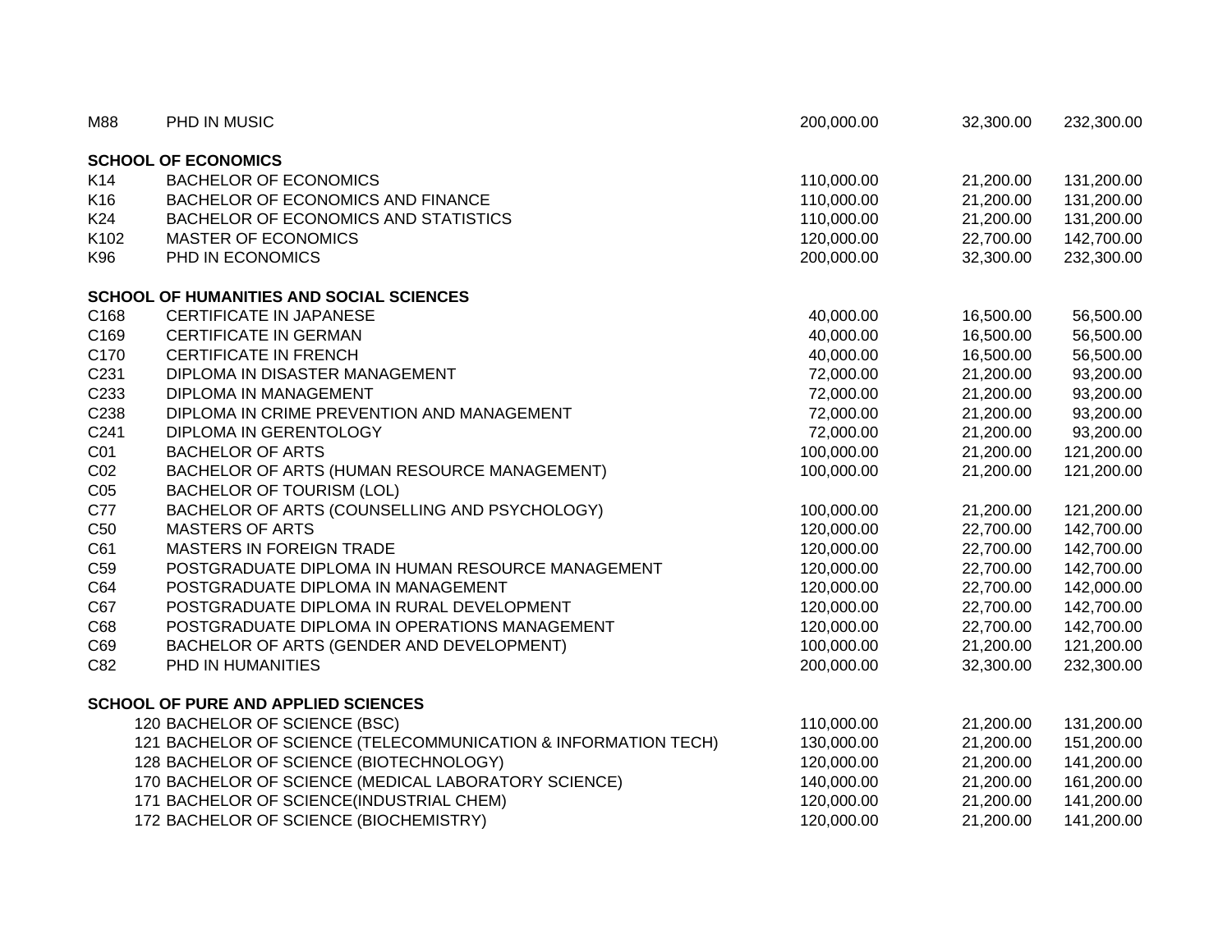| | | | | |
|---|---|---|---|---|
| M88 | PHD IN MUSIC | 200,000.00 | 32,300.00 | 232,300.00 |
| **SCHOOL OF ECONOMICS** | | | | |
| K14 | BACHELOR OF ECONOMICS | 110,000.00 | 21,200.00 | 131,200.00 |
| K16 | BACHELOR OF ECONOMICS AND FINANCE | 110,000.00 | 21,200.00 | 131,200.00 |
| K24 | BACHELOR OF ECONOMICS AND STATISTICS | 110,000.00 | 21,200.00 | 131,200.00 |
| K102 | MASTER OF ECONOMICS | 120,000.00 | 22,700.00 | 142,700.00 |
| K96 | PHD IN ECONOMICS | 200,000.00 | 32,300.00 | 232,300.00 |
| **SCHOOL OF HUMANITIES AND SOCIAL SCIENCES** | | | | |
| C168 | CERTIFICATE IN JAPANESE | 40,000.00 | 16,500.00 | 56,500.00 |
| C169 | CERTIFICATE IN GERMAN | 40,000.00 | 16,500.00 | 56,500.00 |
| C170 | CERTIFICATE IN FRENCH | 40,000.00 | 16,500.00 | 56,500.00 |
| C231 | DIPLOMA IN DISASTER MANAGEMENT | 72,000.00 | 21,200.00 | 93,200.00 |
| C233 | DIPLOMA IN MANAGEMENT | 72,000.00 | 21,200.00 | 93,200.00 |
| C238 | DIPLOMA IN CRIME PREVENTION AND MANAGEMENT | 72,000.00 | 21,200.00 | 93,200.00 |
| C241 | DIPLOMA IN GERENTOLOGY | 72,000.00 | 21,200.00 | 93,200.00 |
| C01 | BACHELOR OF ARTS | 100,000.00 | 21,200.00 | 121,200.00 |
| C02 | BACHELOR OF ARTS (HUMAN RESOURCE MANAGEMENT) | 100,000.00 | 21,200.00 | 121,200.00 |
| C05 | BACHELOR OF TOURISM (LOL) | | | |
| C77 | BACHELOR OF ARTS (COUNSELLING AND PSYCHOLOGY) | 100,000.00 | 21,200.00 | 121,200.00 |
| C50 | MASTERS OF ARTS | 120,000.00 | 22,700.00 | 142,700.00 |
| C61 | MASTERS IN FOREIGN TRADE | 120,000.00 | 22,700.00 | 142,700.00 |
| C59 | POSTGRADUATE DIPLOMA IN HUMAN RESOURCE MANAGEMENT | 120,000.00 | 22,700.00 | 142,700.00 |
| C64 | POSTGRADUATE DIPLOMA IN MANAGEMENT | 120,000.00 | 22,700.00 | 142,000.00 |
| C67 | POSTGRADUATE DIPLOMA IN RURAL DEVELOPMENT | 120,000.00 | 22,700.00 | 142,700.00 |
| C68 | POSTGRADUATE DIPLOMA IN OPERATIONS MANAGEMENT | 120,000.00 | 22,700.00 | 142,700.00 |
| C69 | BACHELOR OF ARTS (GENDER AND DEVELOPMENT) | 100,000.00 | 21,200.00 | 121,200.00 |
| C82 | PHD IN HUMANITIES | 200,000.00 | 32,300.00 | 232,300.00 |
| **SCHOOL OF PURE AND APPLIED SCIENCES** | | | | |
| 120 | BACHELOR OF SCIENCE (BSC) | 110,000.00 | 21,200.00 | 131,200.00 |
| 121 | BACHELOR OF SCIENCE (TELECOMMUNICATION & INFORMATION TECH) | 130,000.00 | 21,200.00 | 151,200.00 |
| 128 | BACHELOR OF SCIENCE (BIOTECHNOLOGY) | 120,000.00 | 21,200.00 | 141,200.00 |
| 170 | BACHELOR OF SCIENCE (MEDICAL LABORATORY SCIENCE) | 140,000.00 | 21,200.00 | 161,200.00 |
| 171 | BACHELOR OF SCIENCE(INDUSTRIAL CHEM) | 120,000.00 | 21,200.00 | 141,200.00 |
| 172 | BACHELOR OF SCIENCE (BIOCHEMISTRY) | 120,000.00 | 21,200.00 | 141,200.00 |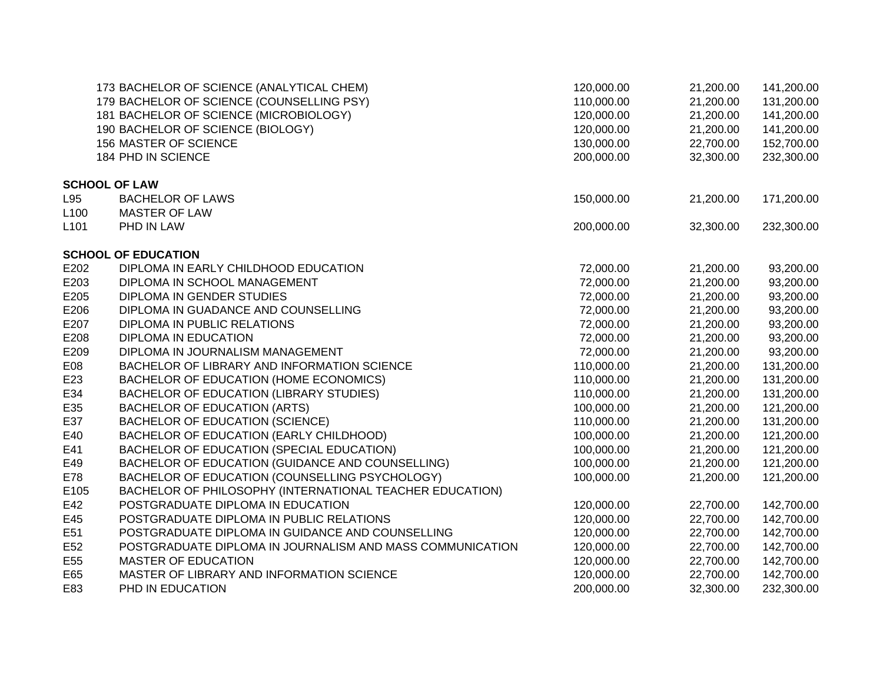| Code | Programme | | | |
|---|---|---|---|---|
| 173 | BACHELOR OF SCIENCE (ANALYTICAL CHEM) | 120,000.00 | 21,200.00 | 141,200.00 |
| 179 | BACHELOR OF SCIENCE (COUNSELLING PSY) | 110,000.00 | 21,200.00 | 131,200.00 |
| 181 | BACHELOR OF SCIENCE (MICROBIOLOGY) | 120,000.00 | 21,200.00 | 141,200.00 |
| 190 | BACHELOR OF SCIENCE (BIOLOGY) | 120,000.00 | 21,200.00 | 141,200.00 |
| 156 | MASTER OF SCIENCE | 130,000.00 | 22,700.00 | 152,700.00 |
| 184 | PHD IN SCIENCE | 200,000.00 | 32,300.00 | 232,300.00 |
| **SCHOOL OF LAW** | | | | |
| L95 | BACHELOR OF LAWS | 150,000.00 | 21,200.00 | 171,200.00 |
| L100 | MASTER OF LAW | | | |
| L101 | PHD IN LAW | 200,000.00 | 32,300.00 | 232,300.00 |
| **SCHOOL OF EDUCATION** | | | | |
| E202 | DIPLOMA IN EARLY CHILDHOOD EDUCATION | 72,000.00 | 21,200.00 | 93,200.00 |
| E203 | DIPLOMA IN SCHOOL MANAGEMENT | 72,000.00 | 21,200.00 | 93,200.00 |
| E205 | DIPLOMA IN GENDER STUDIES | 72,000.00 | 21,200.00 | 93,200.00 |
| E206 | DIPLOMA IN GUADANCE AND COUNSELLING | 72,000.00 | 21,200.00 | 93,200.00 |
| E207 | DIPLOMA IN PUBLIC RELATIONS | 72,000.00 | 21,200.00 | 93,200.00 |
| E208 | DIPLOMA IN EDUCATION | 72,000.00 | 21,200.00 | 93,200.00 |
| E209 | DIPLOMA IN JOURNALISM MANAGEMENT | 72,000.00 | 21,200.00 | 93,200.00 |
| E08 | BACHELOR OF LIBRARY AND INFORMATION SCIENCE | 110,000.00 | 21,200.00 | 131,200.00 |
| E23 | BACHELOR OF EDUCATION (HOME ECONOMICS) | 110,000.00 | 21,200.00 | 131,200.00 |
| E34 | BACHELOR OF EDUCATION (LIBRARY STUDIES) | 110,000.00 | 21,200.00 | 131,200.00 |
| E35 | BACHELOR OF EDUCATION (ARTS) | 100,000.00 | 21,200.00 | 121,200.00 |
| E37 | BACHELOR OF EDUCATION (SCIENCE) | 110,000.00 | 21,200.00 | 131,200.00 |
| E40 | BACHELOR OF EDUCATION (EARLY CHILDHOOD) | 100,000.00 | 21,200.00 | 121,200.00 |
| E41 | BACHELOR OF EDUCATION (SPECIAL EDUCATION) | 100,000.00 | 21,200.00 | 121,200.00 |
| E49 | BACHELOR OF EDUCATION (GUIDANCE AND COUNSELLING) | 100,000.00 | 21,200.00 | 121,200.00 |
| E78 | BACHELOR OF EDUCATION (COUNSELLING PSYCHOLOGY) | 100,000.00 | 21,200.00 | 121,200.00 |
| E105 | BACHELOR OF PHILOSOPHY (INTERNATIONAL TEACHER EDUCATION) | | | |
| E42 | POSTGRADUATE DIPLOMA IN EDUCATION | 120,000.00 | 22,700.00 | 142,700.00 |
| E45 | POSTGRADUATE DIPLOMA IN PUBLIC RELATIONS | 120,000.00 | 22,700.00 | 142,700.00 |
| E51 | POSTGRADUATE DIPLOMA IN GUIDANCE AND COUNSELLING | 120,000.00 | 22,700.00 | 142,700.00 |
| E52 | POSTGRADUATE DIPLOMA IN JOURNALISM AND MASS COMMUNICATION | 120,000.00 | 22,700.00 | 142,700.00 |
| E55 | MASTER OF EDUCATION | 120,000.00 | 22,700.00 | 142,700.00 |
| E65 | MASTER OF LIBRARY AND INFORMATION SCIENCE | 120,000.00 | 22,700.00 | 142,700.00 |
| E83 | PHD IN EDUCATION | 200,000.00 | 32,300.00 | 232,300.00 |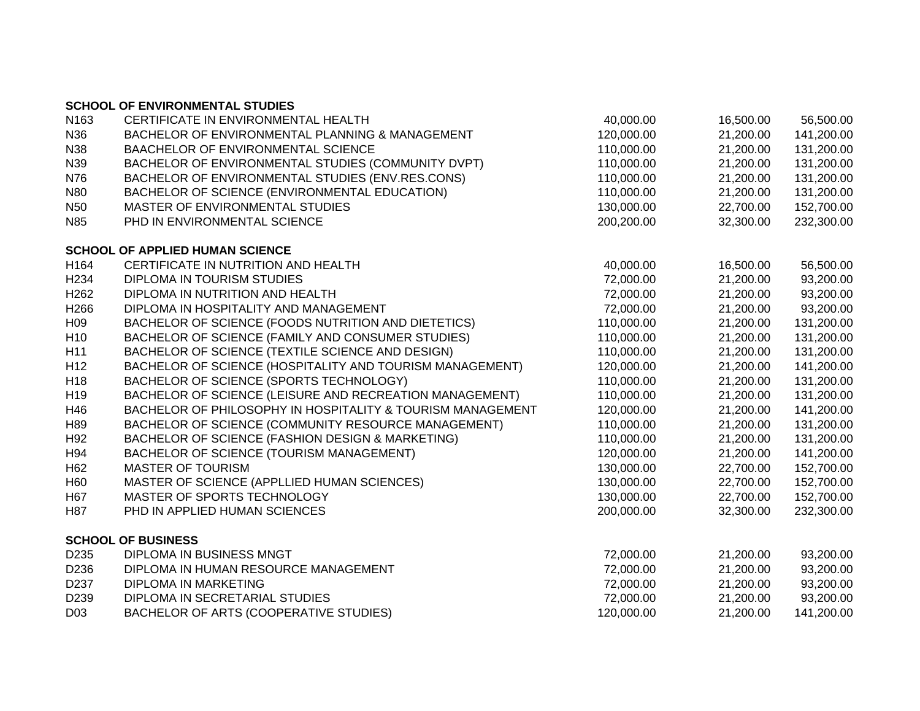**SCHOOL OF ENVIRONMENTAL STUDIES**

| | | | | |
|---|---|---|---|---|
| N163 | CERTIFICATE IN ENVIRONMENTAL HEALTH | 40,000.00 | 16,500.00 | 56,500.00 |
| N36 | BACHELOR OF ENVIRONMENTAL PLANNING & MANAGEMENT | 120,000.00 | 21,200.00 | 141,200.00 |
| N38 | BAACHELOR OF ENVIRONMENTAL SCIENCE | 110,000.00 | 21,200.00 | 131,200.00 |
| N39 | BACHELOR OF ENVIRONMENTAL STUDIES (COMMUNITY DVPT) | 110,000.00 | 21,200.00 | 131,200.00 |
| N76 | BACHELOR OF ENVIRONMENTAL STUDIES (ENV.RES.CONS) | 110,000.00 | 21,200.00 | 131,200.00 |
| N80 | BACHELOR OF SCIENCE (ENVIRONMENTAL EDUCATION) | 110,000.00 | 21,200.00 | 131,200.00 |
| N50 | MASTER OF ENVIRONMENTAL STUDIES | 130,000.00 | 22,700.00 | 152,700.00 |
| N85 | PHD IN ENVIRONMENTAL SCIENCE | 200,200.00 | 32,300.00 | 232,300.00 |

**SCHOOL OF APPLIED HUMAN SCIENCE**

| | | | | |
|---|---|---|---|---|
| H164 | CERTIFICATE IN NUTRITION AND HEALTH | 40,000.00 | 16,500.00 | 56,500.00 |
| H234 | DIPLOMA IN TOURISM STUDIES | 72,000.00 | 21,200.00 | 93,200.00 |
| H262 | DIPLOMA IN NUTRITION AND HEALTH | 72,000.00 | 21,200.00 | 93,200.00 |
| H266 | DIPLOMA IN HOSPITALITY AND MANAGEMENT | 72,000.00 | 21,200.00 | 93,200.00 |
| H09 | BACHELOR OF SCIENCE (FOODS NUTRITION AND DIETETICS) | 110,000.00 | 21,200.00 | 131,200.00 |
| H10 | BACHELOR OF SCIENCE (FAMILY AND CONSUMER STUDIES) | 110,000.00 | 21,200.00 | 131,200.00 |
| H11 | BACHELOR OF SCIENCE (TEXTILE SCIENCE AND DESIGN) | 110,000.00 | 21,200.00 | 131,200.00 |
| H12 | BACHELOR OF SCIENCE (HOSPITALITY AND TOURISM MANAGEMENT) | 120,000.00 | 21,200.00 | 141,200.00 |
| H18 | BACHELOR OF SCIENCE (SPORTS TECHNOLOGY) | 110,000.00 | 21,200.00 | 131,200.00 |
| H19 | BACHELOR OF SCIENCE (LEISURE AND RECREATION MANAGEMENT) | 110,000.00 | 21,200.00 | 131,200.00 |
| H46 | BACHELOR OF PHILOSOPHY IN HOSPITALITY & TOURISM MANAGEMENT | 120,000.00 | 21,200.00 | 141,200.00 |
| H89 | BACHELOR OF SCIENCE (COMMUNITY RESOURCE MANAGEMENT) | 110,000.00 | 21,200.00 | 131,200.00 |
| H92 | BACHELOR OF SCIENCE (FASHION DESIGN & MARKETING) | 110,000.00 | 21,200.00 | 131,200.00 |
| H94 | BACHELOR OF SCIENCE (TOURISM MANAGEMENT) | 120,000.00 | 21,200.00 | 141,200.00 |
| H62 | MASTER OF TOURISM | 130,000.00 | 22,700.00 | 152,700.00 |
| H60 | MASTER OF SCIENCE (APPLLIED HUMAN SCIENCES) | 130,000.00 | 22,700.00 | 152,700.00 |
| H67 | MASTER OF SPORTS TECHNOLOGY | 130,000.00 | 22,700.00 | 152,700.00 |
| H87 | PHD IN APPLIED HUMAN SCIENCES | 200,000.00 | 32,300.00 | 232,300.00 |

**SCHOOL OF BUSINESS**

| | | | | |
|---|---|---|---|---|
| D235 | DIPLOMA IN BUSINESS MNGT | 72,000.00 | 21,200.00 | 93,200.00 |
| D236 | DIPLOMA IN HUMAN RESOURCE MANAGEMENT | 72,000.00 | 21,200.00 | 93,200.00 |
| D237 | DIPLOMA IN MARKETING | 72,000.00 | 21,200.00 | 93,200.00 |
| D239 | DIPLOMA IN SECRETARIAL STUDIES | 72,000.00 | 21,200.00 | 93,200.00 |
| D03 | BACHELOR OF ARTS (COOPERATIVE STUDIES) | 120,000.00 | 21,200.00 | 141,200.00 |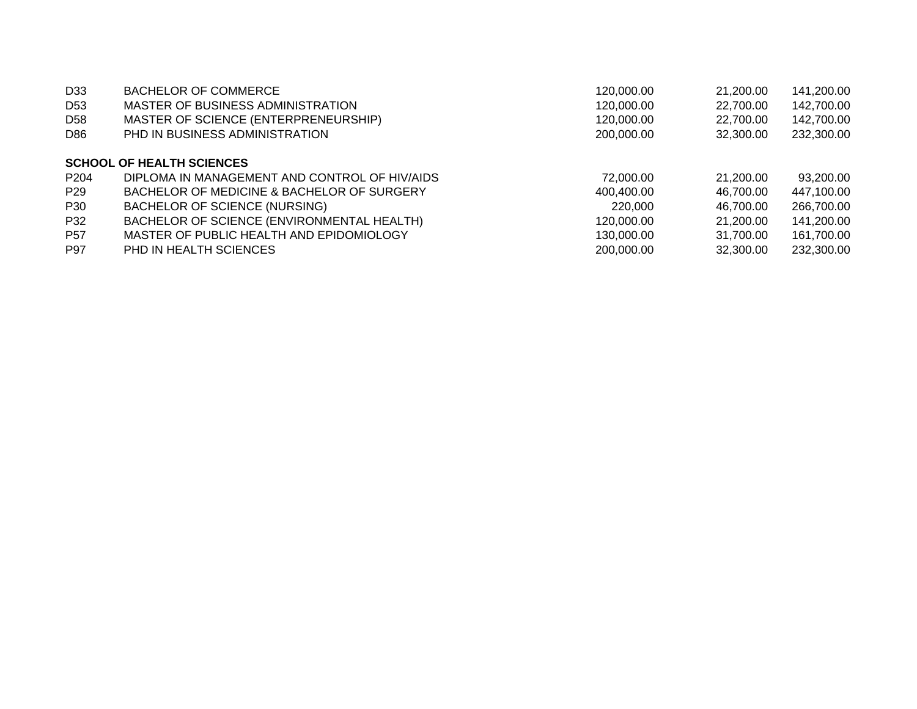| | | | | |
|---|---|---|---|---|
| D33 | BACHELOR OF COMMERCE | 120,000.00 | 21,200.00 | 141,200.00 |
| D53 | MASTER OF BUSINESS ADMINISTRATION | 120,000.00 | 22,700.00 | 142,700.00 |
| D58 | MASTER OF SCIENCE (ENTERPRENEURSHIP) | 120,000.00 | 22,700.00 | 142,700.00 |
| D86 | PHD IN BUSINESS ADMINISTRATION | 200,000.00 | 32,300.00 | 232,300.00 |
| **SCHOOL OF HEALTH SCIENCES** | | | | |
| P204 | DIPLOMA IN MANAGEMENT AND CONTROL OF HIV/AIDS | 72,000.00 | 21,200.00 | 93,200.00 |
| P29 | BACHELOR OF MEDICINE & BACHELOR OF SURGERY | 400,400.00 | 46,700.00 | 447,100.00 |
| P30 | BACHELOR OF SCIENCE (NURSING) | 220,000 | 46,700.00 | 266,700.00 |
| P32 | BACHELOR OF SCIENCE (ENVIRONMENTAL HEALTH) | 120,000.00 | 21,200.00 | 141,200.00 |
| P57 | MASTER OF PUBLIC HEALTH AND EPIDOMIOLOGY | 130,000.00 | 31,700.00 | 161,700.00 |
| P97 | PHD IN HEALTH SCIENCES | 200,000.00 | 32,300.00 | 232,300.00 |